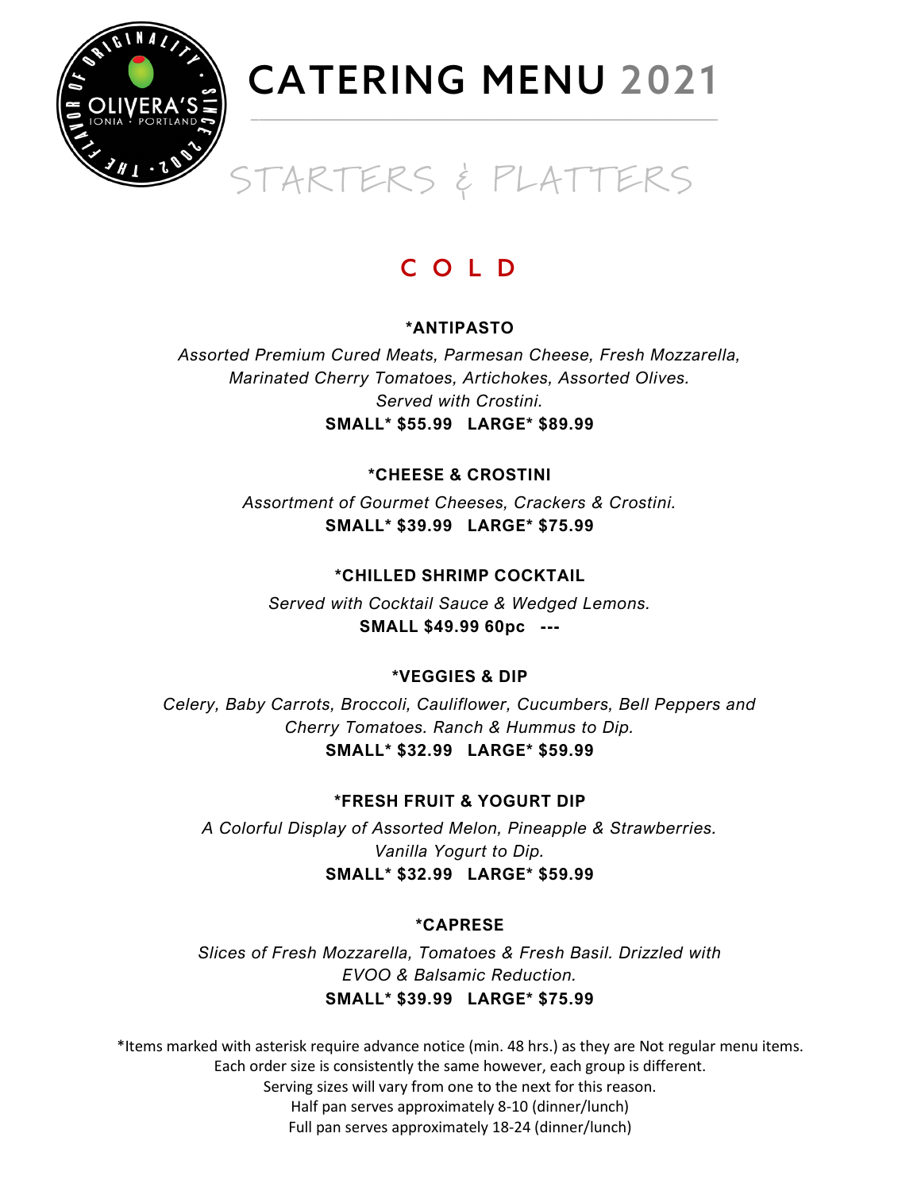# CATERING MENU 2021

## STARTERS & PLATTERS

### C O L D

**\*ANTIPASTO**

*Assorted Premium Cured Meats, Parmesan Cheese, Fresh Mozzarella, Marinated Cherry Tomatoes, Artichokes, Assorted Olives. Served with Crostini.*

**SMALL\* $55.99 LARGE\* $89.99**

**\*CHEESE & CROSTINI**

*Assortment of Gourmet Cheeses, Crackers & Crostini.*

**SMALL\* $39.99 LARGE\* $75.99**

**\*CHILLED SHRIMP COCKTAIL**

*Served with Cocktail Sauce & Wedged Lemons.*

**SMALL $49.99 60pc ---**

**\*VEGGIES & DIP**

*Celery, Baby Carrots, Broccoli, Cauliflower, Cucumbers, Bell Peppers and Cherry Tomatoes. Ranch & Hummus to Dip.*

**SMALL\* $32.99 LARGE\* $59.99**

**\*FRESH FRUIT & YOGURT DIP**

*A Colorful Display of Assorted Melon, Pineapple & Strawberries. Vanilla Yogurt to Dip.*

**SMALL\* $32.99 LARGE\* $59.99**

**\*CAPRESE**

*Slices of Fresh Mozzarella, Tomatoes & Fresh Basil. Drizzled with EVOO & Balsamic Reduction.*

**SMALL\* $39.99 LARGE\* $75.99**

*Items marked with asterisk require advance notice (min. 48 hrs.) as they are Not regular menu items.
Each order size is consistently the same however, each group is different.
Serving sizes will vary from one to the next for this reason.
Half pan serves approximately 8-10 (dinner/lunch)
Full pan serves approximately 18-24 (dinner/lunch)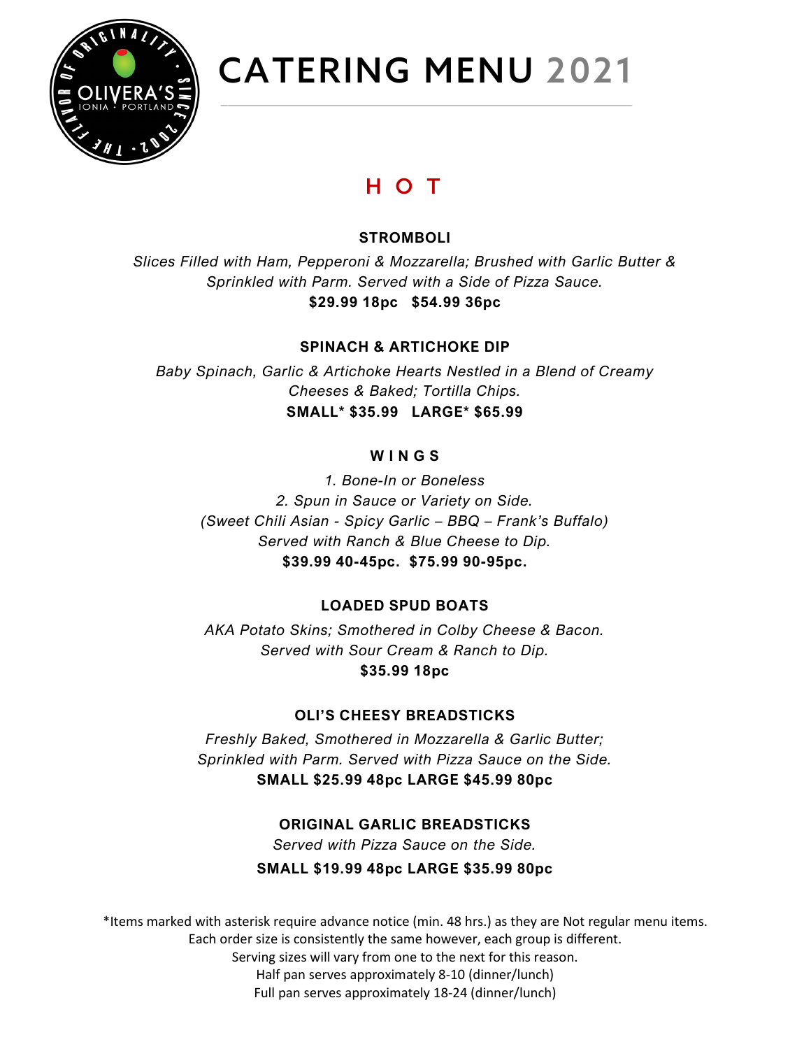# CATERING MENU 2021

## HOT

### STROMBOLI

*Slices Filled with Ham, Pepperoni & Mozzarella; Brushed with Garlic Butter & Sprinkled with Parm. Served with a Side of Pizza Sauce.*

**$29.99 18pc   $54.99 36pc**

### SPINACH & ARTICHOKE DIP

*Baby Spinach, Garlic & Artichoke Hearts Nestled in a Blend of Creamy Cheeses & Baked; Tortilla Chips.*

**SMALL* $35.99   LARGE* $65.99**

### WINGS

*1. Bone-In or Boneless*
*2. Spun in Sauce or Variety on Side.*
*(Sweet Chili Asian - Spicy Garlic – BBQ – Frank's Buffalo)*
*Served with Ranch & Blue Cheese to Dip.*

**$39.99 40-45pc.  $75.99 90-95pc.**

### LOADED SPUD BOATS

*AKA Potato Skins; Smothered in Colby Cheese & Bacon. Served with Sour Cream & Ranch to Dip.*

**$35.99 18pc**

### OLI'S CHEESY BREADSTICKS

*Freshly Baked, Smothered in Mozzarella & Garlic Butter; Sprinkled with Parm. Served with Pizza Sauce on the Side.*

**SMALL $25.99 48pc LARGE $45.99 80pc**

### ORIGINAL GARLIC BREADSTICKS

*Served with Pizza Sauce on the Side.*

**SMALL $19.99 48pc LARGE $35.99 80pc**

*Items marked with asterisk require advance notice (min. 48 hrs.) as they are Not regular menu items.
Each order size is consistently the same however, each group is different.
Serving sizes will vary from one to the next for this reason.
Half pan serves approximately 8-10 (dinner/lunch)
Full pan serves approximately 18-24 (dinner/lunch)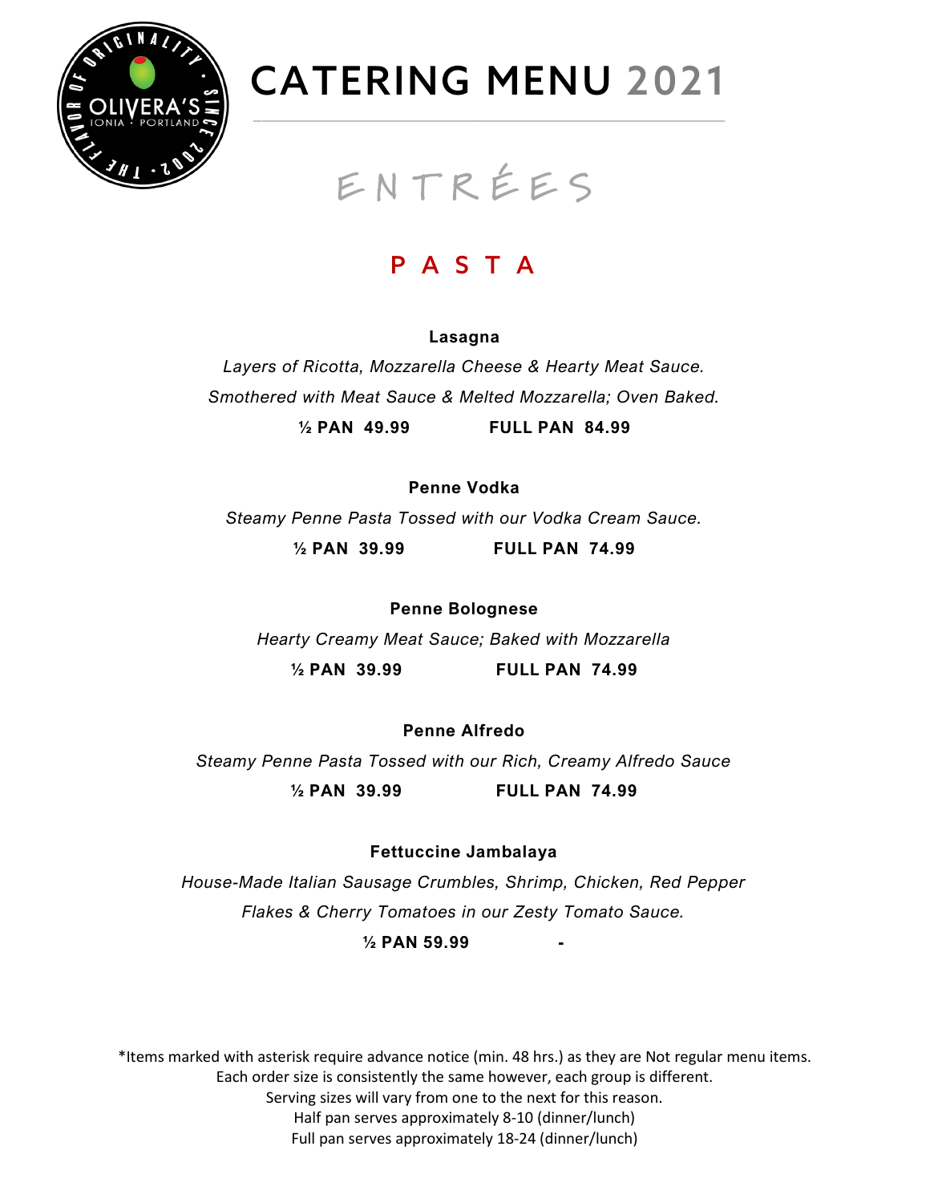# CATERING MENU 2021

## ENTRÉES

### PASTA

**Lasagna**

*Layers of Ricotta, Mozzarella Cheese & Hearty Meat Sauce.*
*Smothered with Meat Sauce & Melted Mozzarella; Oven Baked.*

**½ PAN 49.99** **FULL PAN 84.99**

**Penne Vodka**

*Steamy Penne Pasta Tossed with our Vodka Cream Sauce.*

**½ PAN 39.99** **FULL PAN 74.99**

**Penne Bolognese**

*Hearty Creamy Meat Sauce; Baked with Mozzarella*

**½ PAN 39.99** **FULL PAN 74.99**

**Penne Alfredo**

*Steamy Penne Pasta Tossed with our Rich, Creamy Alfredo Sauce*

**½ PAN 39.99** **FULL PAN 74.99**

**Fettuccine Jambalaya**

*House-Made Italian Sausage Crumbles, Shrimp, Chicken, Red Pepper Flakes & Cherry Tomatoes in our Zesty Tomato Sauce.*

**½ PAN 59.99** **-**

*Items marked with asterisk require advance notice (min. 48 hrs.) as they are Not regular menu items.
Each order size is consistently the same however, each group is different.
Serving sizes will vary from one to the next for this reason.
Half pan serves approximately 8-10 (dinner/lunch)
Full pan serves approximately 18-24 (dinner/lunch)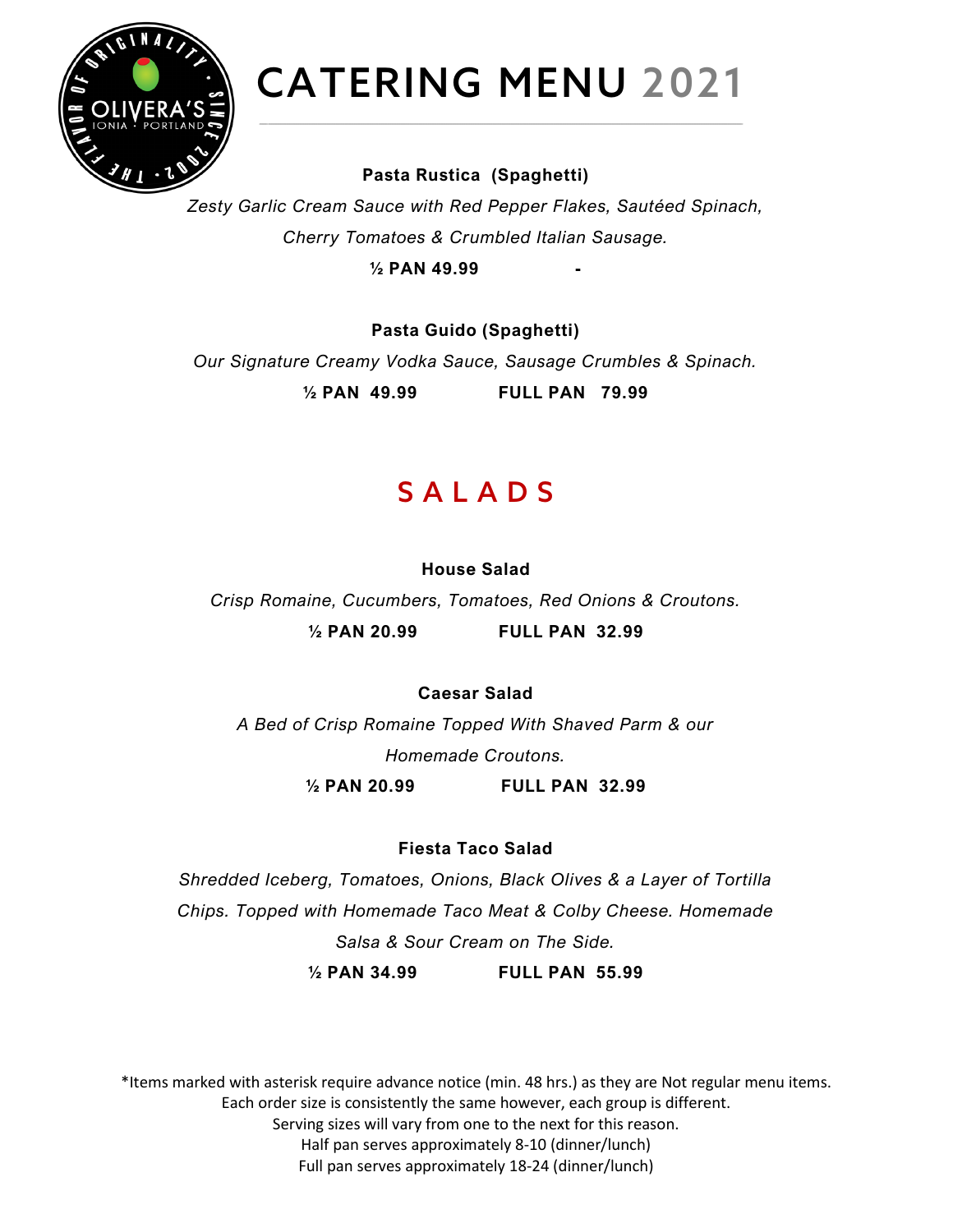# CATERING MENU 2021

**Pasta Rustica (Spaghetti)**

*Zesty Garlic Cream Sauce with Red Pepper Flakes, Sautéed Spinach, Cherry Tomatoes & Crumbled Italian Sausage.*

**½ PAN 49.99 -**

**Pasta Guido (Spaghetti)**

*Our Signature Creamy Vodka Sauce, Sausage Crumbles & Spinach.*

**½ PAN 49.99 FULL PAN 79.99**

## SALADS

**House Salad**

*Crisp Romaine, Cucumbers, Tomatoes, Red Onions & Croutons.*

**½ PAN 20.99 FULL PAN 32.99**

**Caesar Salad**

*A Bed of Crisp Romaine Topped With Shaved Parm & our Homemade Croutons.*

**½ PAN 20.99 FULL PAN 32.99**

**Fiesta Taco Salad**

*Shredded Iceberg, Tomatoes, Onions, Black Olives & a Layer of Tortilla Chips. Topped with Homemade Taco Meat & Colby Cheese. Homemade Salsa & Sour Cream on The Side.*

**½ PAN 34.99 FULL PAN 55.99**

*Items marked with asterisk require advance notice (min. 48 hrs.) as they are Not regular menu items.
Each order size is consistently the same however, each group is different.
Serving sizes will vary from one to the next for this reason.
Half pan serves approximately 8-10 (dinner/lunch)
Full pan serves approximately 18-24 (dinner/lunch)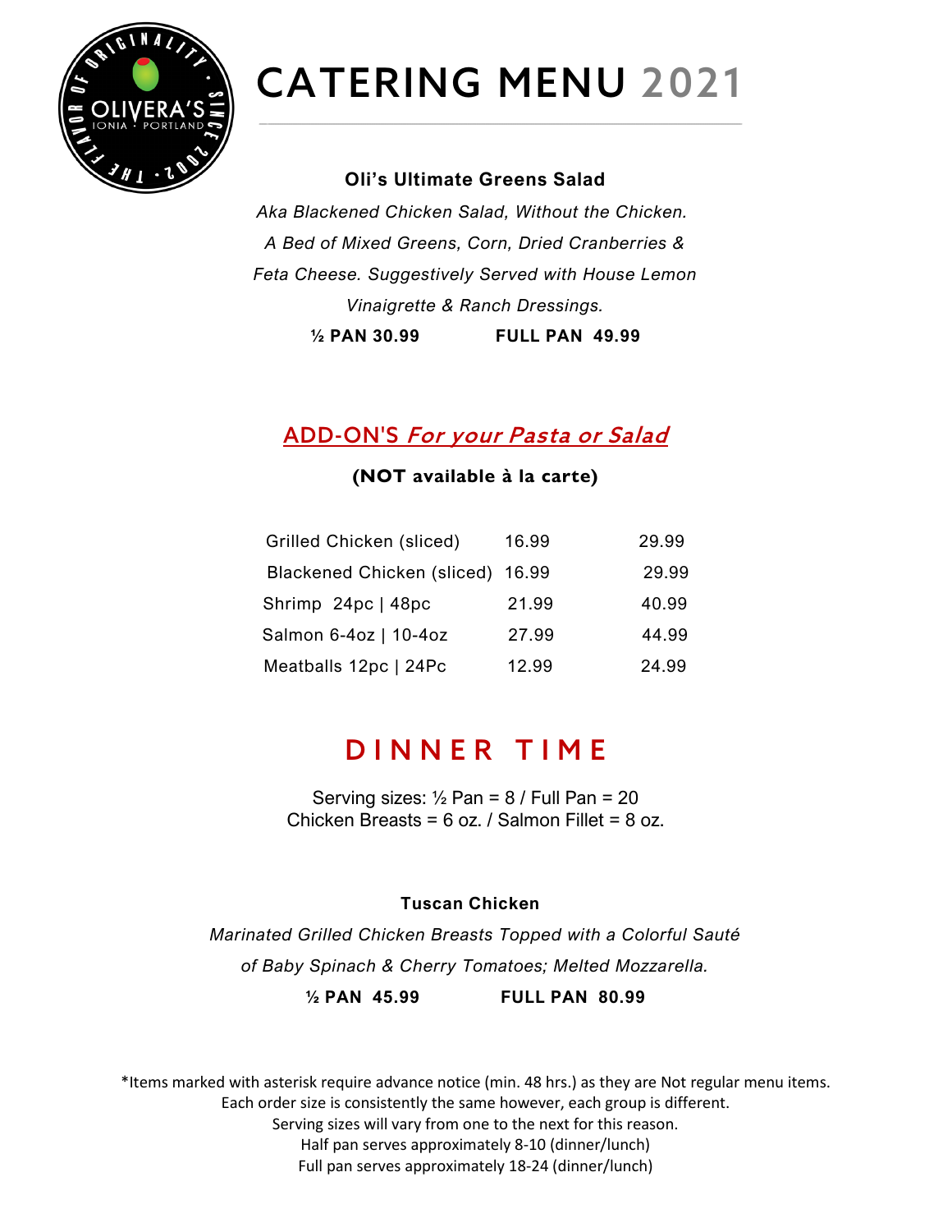# CATERING MENU 2021

### Oli's Ultimate Greens Salad

*Aka Blackened Chicken Salad, Without the Chicken. A Bed of Mixed Greens, Corn, Dried Cranberries & Feta Cheese. Suggestively Served with House Lemon Vinaigrette & Ranch Dressings.*

**½ PAN 30.99 FULL PAN 49.99**

## ADD-ON'S *For your Pasta or Salad*

**(NOT available à la carte)**

| | | |
|---|---|---|
| Grilled Chicken (sliced) | 16.99 | 29.99 |
| Blackened Chicken (sliced) | 16.99 | 29.99 |
| Shrimp 24pc \| 48pc | 21.99 | 40.99 |
| Salmon 6-4oz \| 10-4oz | 27.99 | 44.99 |
| Meatballs 12pc \| 24Pc | 12.99 | 24.99 |

## DINNER TIME

Serving sizes: ½ Pan = 8 / Full Pan = 20
Chicken Breasts = 6 oz. / Salmon Fillet = 8 oz.

### Tuscan Chicken

*Marinated Grilled Chicken Breasts Topped with a Colorful Sauté of Baby Spinach & Cherry Tomatoes; Melted Mozzarella.*

**½ PAN 45.99 FULL PAN 80.99**

*Items marked with asterisk require advance notice (min. 48 hrs.) as they are Not regular menu items.
Each order size is consistently the same however, each group is different.
Serving sizes will vary from one to the next for this reason.
Half pan serves approximately 8-10 (dinner/lunch)
Full pan serves approximately 18-24 (dinner/lunch)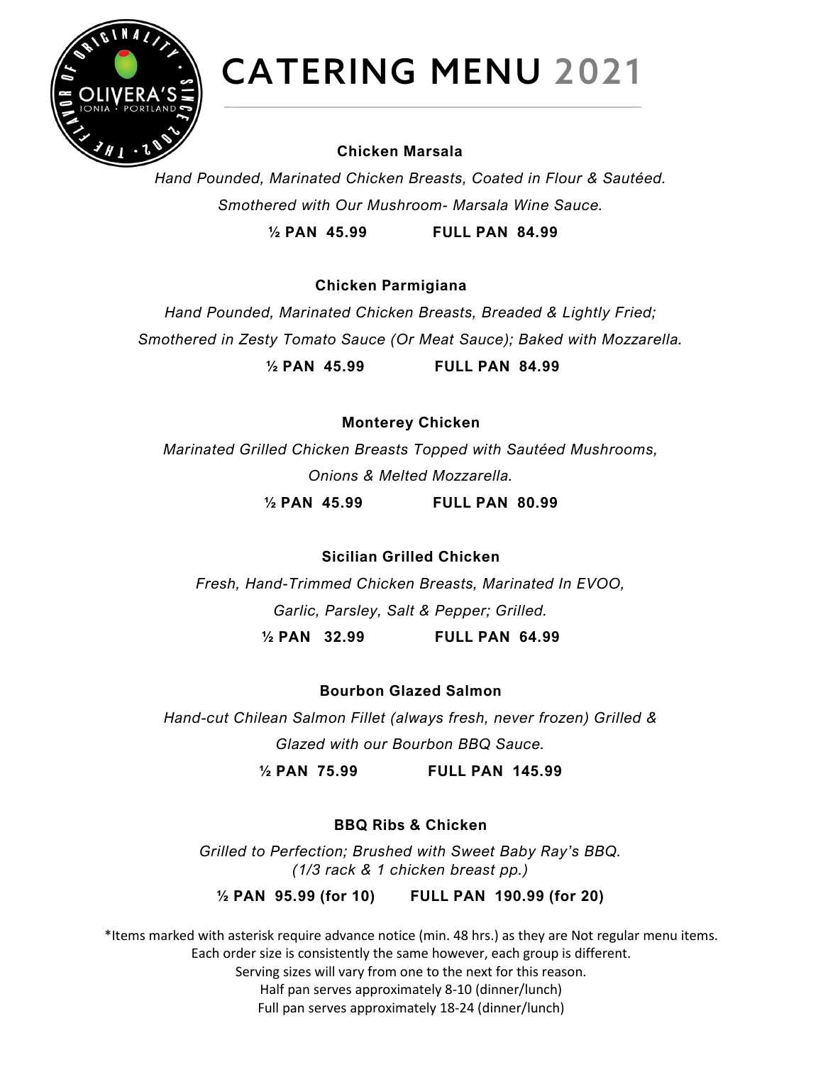# CATERING MENU 2021

**Chicken Marsala**

*Hand Pounded, Marinated Chicken Breasts, Coated in Flour & Sautéed. Smothered with Our Mushroom- Marsala Wine Sauce.*

**½ PAN 45.99 FULL PAN 84.99**

**Chicken Parmigiana**

*Hand Pounded, Marinated Chicken Breasts, Breaded & Lightly Fried; Smothered in Zesty Tomato Sauce (Or Meat Sauce); Baked with Mozzarella.*

**½ PAN 45.99 FULL PAN 84.99**

**Monterey Chicken**

*Marinated Grilled Chicken Breasts Topped with Sautéed Mushrooms, Onions & Melted Mozzarella.*

**½ PAN 45.99 FULL PAN 80.99**

**Sicilian Grilled Chicken**

*Fresh, Hand-Trimmed Chicken Breasts, Marinated In EVOO, Garlic, Parsley, Salt & Pepper; Grilled.*

**½ PAN 32.99 FULL PAN 64.99**

**Bourbon Glazed Salmon**

*Hand-cut Chilean Salmon Fillet (always fresh, never frozen) Grilled & Glazed with our Bourbon BBQ Sauce.*

**½ PAN 75.99 FULL PAN 145.99**

**BBQ Ribs & Chicken**

*Grilled to Perfection; Brushed with Sweet Baby Ray's BBQ. (1/3 rack & 1 chicken breast pp.)*

**½ PAN 95.99 (for 10) FULL PAN 190.99 (for 20)**

*Items marked with asterisk require advance notice (min. 48 hrs.) as they are Not regular menu items.
Each order size is consistently the same however, each group is different.
Serving sizes will vary from one to the next for this reason.
Half pan serves approximately 8-10 (dinner/lunch)
Full pan serves approximately 18-24 (dinner/lunch)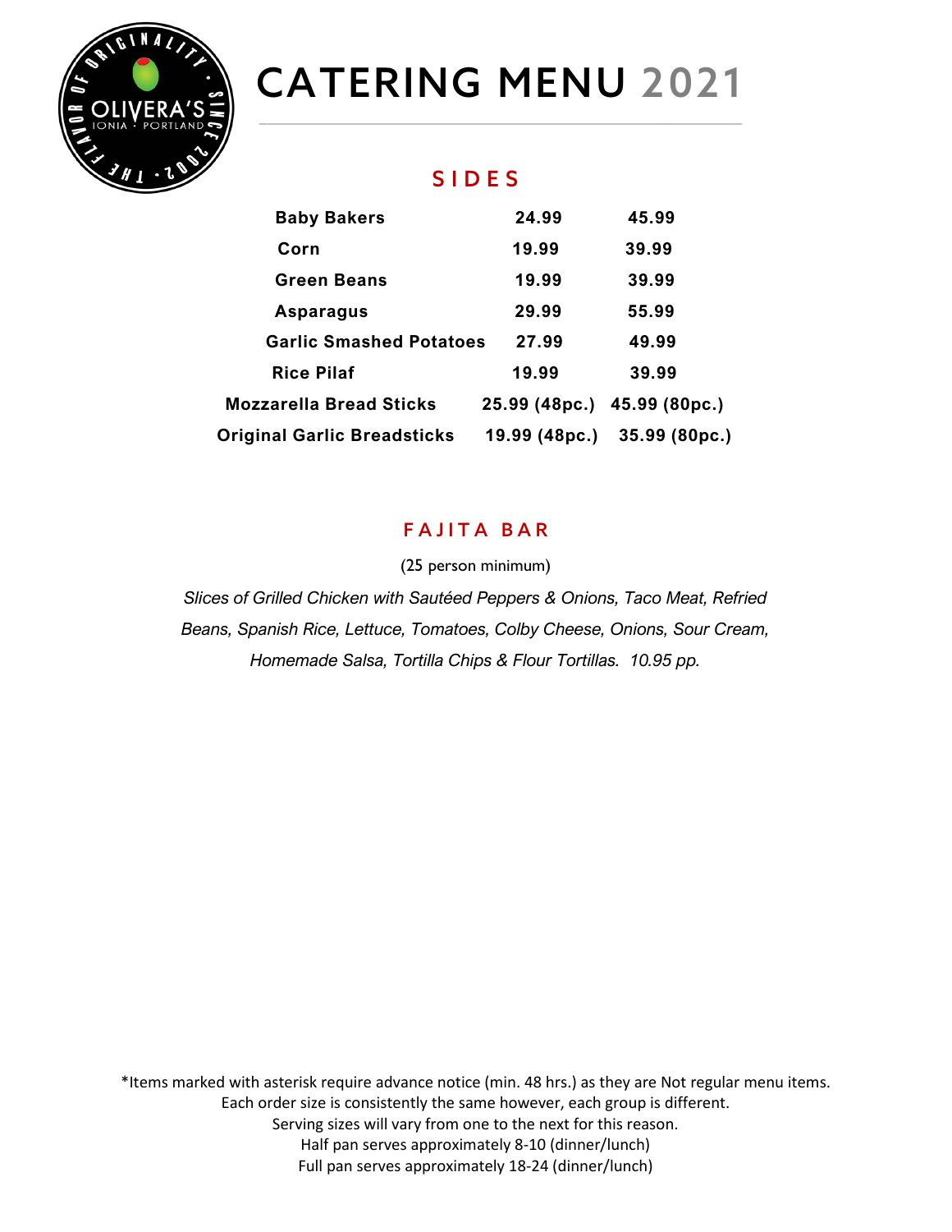# CATERING MENU 2021

## SIDES

| | | |
|---|---|---|
| **Baby Bakers** | **24.99** | **45.99** |
| **Corn** | **19.99** | **39.99** |
| **Green Beans** | **19.99** | **39.99** |
| **Asparagus** | **29.99** | **55.99** |
| **Garlic Smashed Potatoes** | **27.99** | **49.99** |
| **Rice Pilaf** | **19.99** | **39.99** |
| **Mozzarella Bread Sticks** | **25.99 (48pc.)** | **45.99 (80pc.)** |
| **Original Garlic Breadsticks** | **19.99 (48pc.)** | **35.99 (80pc.)** |

## FAJITA BAR

(25 person minimum)

*Slices of Grilled Chicken with Sautéed Peppers & Onions, Taco Meat, Refried Beans, Spanish Rice, Lettuce, Tomatoes, Colby Cheese, Onions, Sour Cream, Homemade Salsa, Tortilla Chips & Flour Tortillas. 10.95 pp.*

*Items marked with asterisk require advance notice (min. 48 hrs.) as they are Not regular menu items.
Each order size is consistently the same however, each group is different.
Serving sizes will vary from one to the next for this reason.
Half pan serves approximately 8-10 (dinner/lunch)
Full pan serves approximately 18-24 (dinner/lunch)